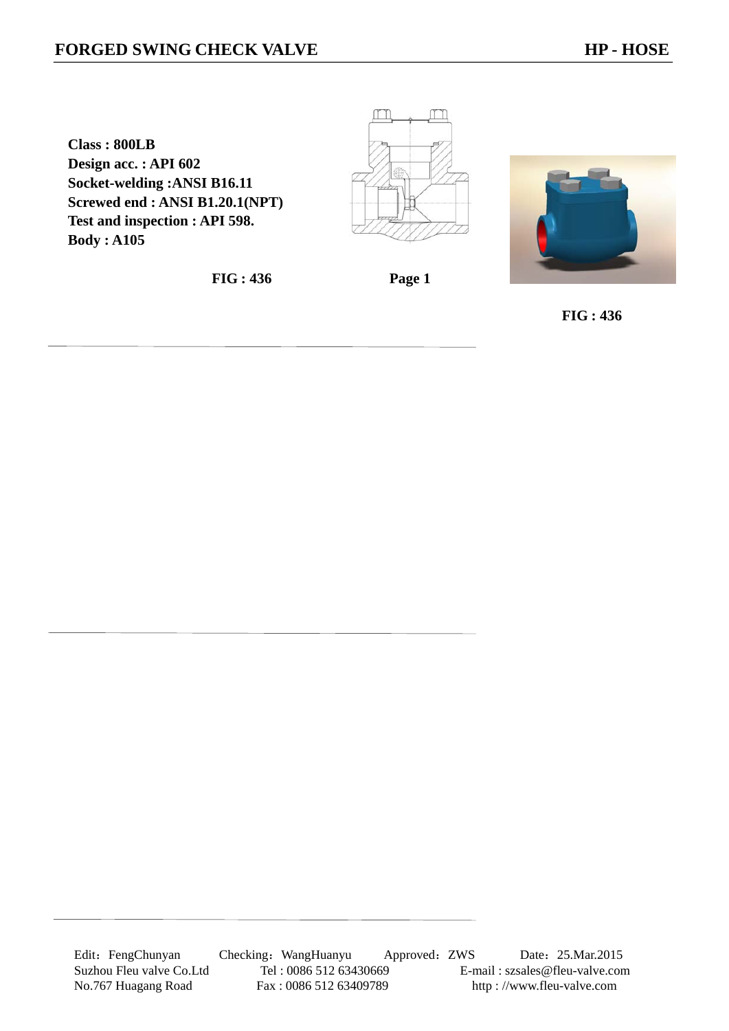# FORGED SWING CHECK VALVE

**HP - HOSE**

**Class : 800LB**
**Design acc. : API 602**
**Socket-welding :ANSI B16.11**
**Screwed end : ANSI B1.20.1(NPT)**
**Test and inspection : API 598.**
**Body : A105**

**FIG : 436**

**Page 1**

**FIG : 436**

Edit：FengChunyan　Checking：WangHuanyu　Approved：ZWS　Date：25.Mar.2015

Suzhou Fleu valve Co.Ltd　Tel : 0086 512 63430669　E-mail : szsales@fleu-valve.com

No.767 Huagang Road　Fax : 0086 512 63409789　http : //www.fleu-valve.com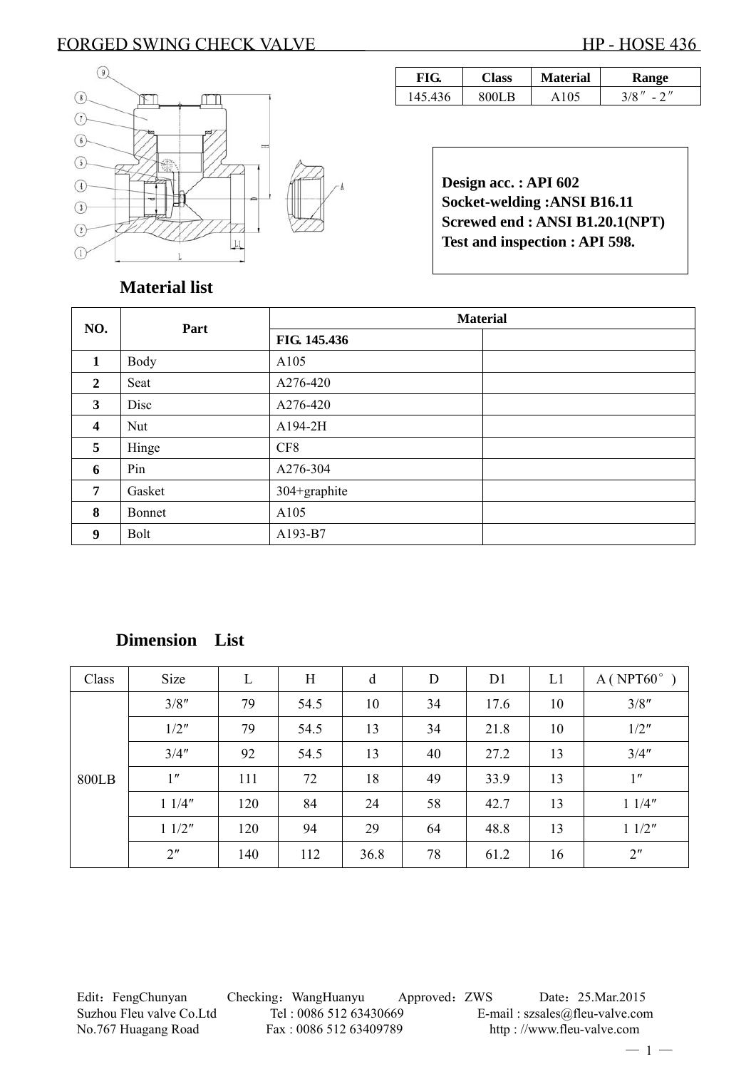# FORGED SWING CHECK VALVE HP - HOSE 436

| FIG. | Class | Material | Range |
|---|---|---|---|
| 145.436 | 800LB | A105 | 3/8″ - 2″ |

**Design acc. : API 602**
**Socket-welding :ANSI B16.11**
**Screwed end : ANSI B1.20.1(NPT)**
**Test and inspection : API 598.**

## Material list

| NO. | Part | Material | |
|---|---|---|---|
| | | **FIG. 145.436** | |
| **1** | Body | A105 | |
| **2** | Seat | A276-420 | |
| **3** | Disc | A276-420 | |
| **4** | Nut | A194-2H | |
| **5** | Hinge | CF8 | |
| **6** | Pin | A276-304 | |
| **7** | Gasket | 304+graphite | |
| **8** | Bonnet | A105 | |
| **9** | Bolt | A193-B7 | |

## Dimension List

| Class | Size | L | H | d | D | D1 | L1 | A ( NPT60° ) |
|---|---|---|---|---|---|---|---|---|
| 800LB | 3/8″ | 79 | 54.5 | 10 | 34 | 17.6 | 10 | 3/8″ |
| | 1/2″ | 79 | 54.5 | 13 | 34 | 21.8 | 10 | 1/2″ |
| | 3/4″ | 92 | 54.5 | 13 | 40 | 27.2 | 13 | 3/4″ |
| | 1″ | 111 | 72 | 18 | 49 | 33.9 | 13 | 1″ |
| | 1 1/4″ | 120 | 84 | 24 | 58 | 42.7 | 13 | 1 1/4″ |
| | 1 1/2″ | 120 | 94 | 29 | 64 | 48.8 | 13 | 1 1/2″ |
| | 2″ | 140 | 112 | 36.8 | 78 | 61.2 | 16 | 2″ |

Edit：FengChunyan Checking：WangHuanyu Approved：ZWS Date：25.Mar.2015
Suzhou Fleu valve Co.Ltd Tel : 0086 512 63430669 E-mail : szsales@fleu-valve.com
No.767 Huagang Road Fax : 0086 512 63409789 http : //www.fleu-valve.com